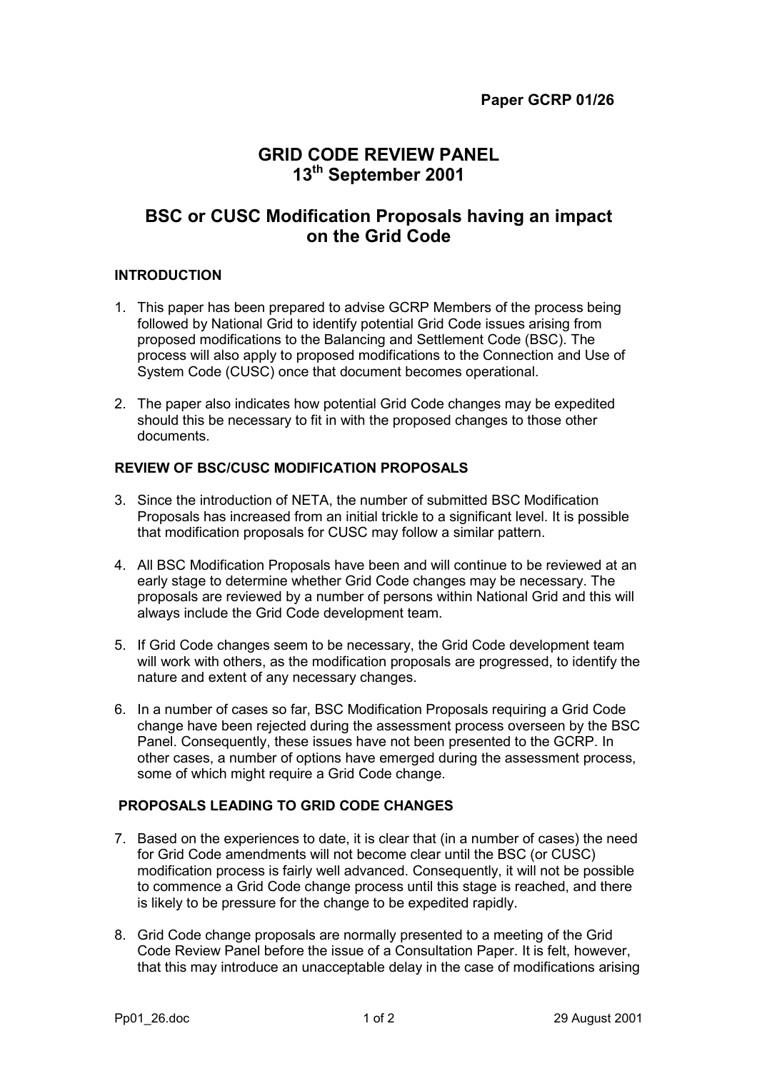**Paper GCRP 01/26**

# GRID CODE REVIEW PANEL
# 13th September 2001

## BSC or CUSC Modification Proposals having an impact on the Grid Code

### INTRODUCTION

1. This paper has been prepared to advise GCRP Members of the process being followed by National Grid to identify potential Grid Code issues arising from proposed modifications to the Balancing and Settlement Code (BSC). The process will also apply to proposed modifications to the Connection and Use of System Code (CUSC) once that document becomes operational.

2. The paper also indicates how potential Grid Code changes may be expedited should this be necessary to fit in with the proposed changes to those other documents.

### REVIEW OF BSC/CUSC MODIFICATION PROPOSALS

3. Since the introduction of NETA, the number of submitted BSC Modification Proposals has increased from an initial trickle to a significant level. It is possible that modification proposals for CUSC may follow a similar pattern.

4. All BSC Modification Proposals have been and will continue to be reviewed at an early stage to determine whether Grid Code changes may be necessary. The proposals are reviewed by a number of persons within National Grid and this will always include the Grid Code development team.

5. If Grid Code changes seem to be necessary, the Grid Code development team will work with others, as the modification proposals are progressed, to identify the nature and extent of any necessary changes.

6. In a number of cases so far, BSC Modification Proposals requiring a Grid Code change have been rejected during the assessment process overseen by the BSC Panel. Consequently, these issues have not been presented to the GCRP. In other cases, a number of options have emerged during the assessment process, some of which might require a Grid Code change.

### PROPOSALS LEADING TO GRID CODE CHANGES

7. Based on the experiences to date, it is clear that (in a number of cases) the need for Grid Code amendments will not become clear until the BSC (or CUSC) modification process is fairly well advanced. Consequently, it will not be possible to commence a Grid Code change process until this stage is reached, and there is likely to be pressure for the change to be expedited rapidly.

8. Grid Code change proposals are normally presented to a meeting of the Grid Code Review Panel before the issue of a Consultation Paper. It is felt, however, that this may introduce an unacceptable delay in the case of modifications arising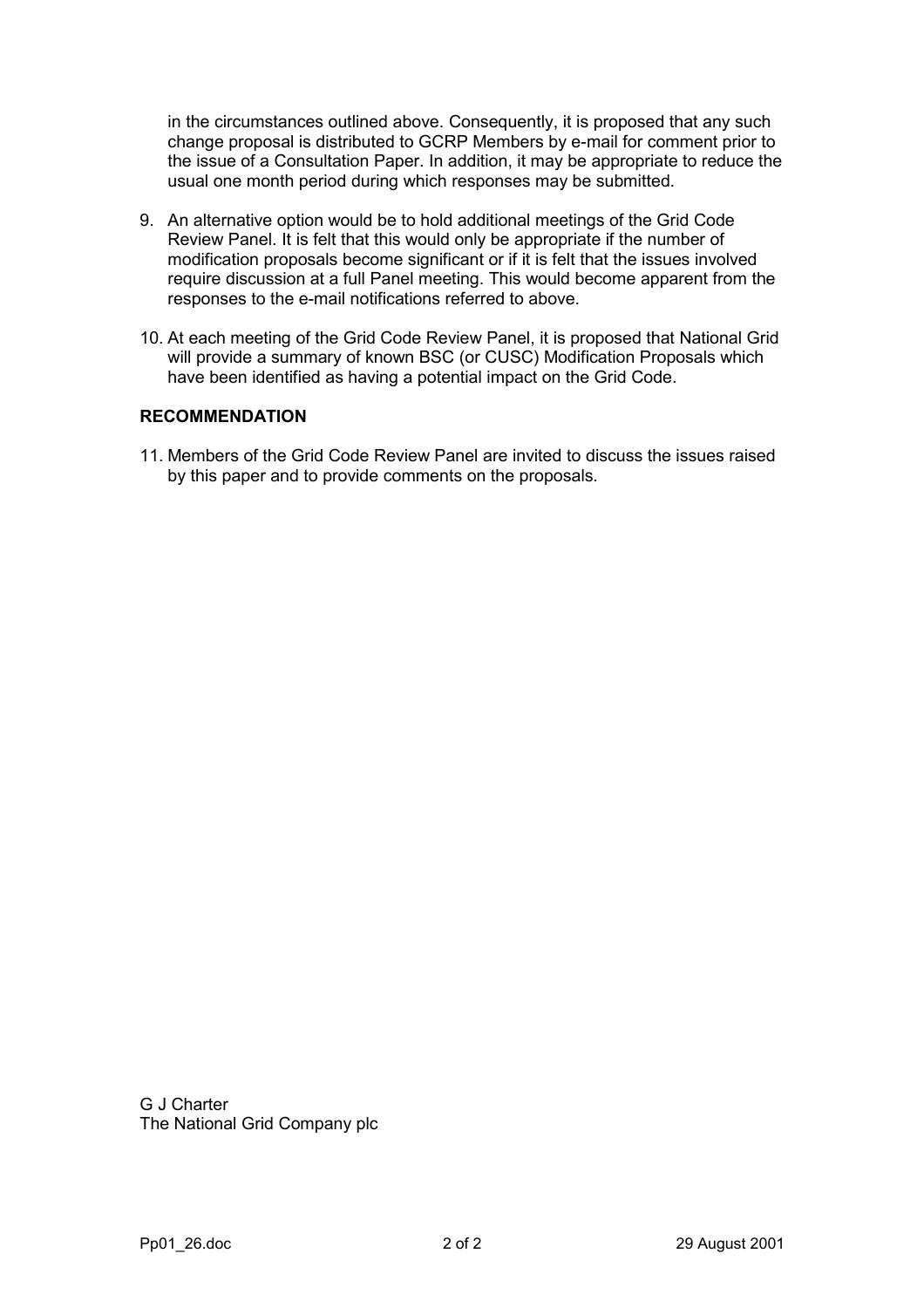in the circumstances outlined above. Consequently, it is proposed that any such change proposal is distributed to GCRP Members by e-mail for comment prior to the issue of a Consultation Paper. In addition, it may be appropriate to reduce the usual one month period during which responses may be submitted.

9. An alternative option would be to hold additional meetings of the Grid Code Review Panel. It is felt that this would only be appropriate if the number of modification proposals become significant or if it is felt that the issues involved require discussion at a full Panel meeting. This would become apparent from the responses to the e-mail notifications referred to above.

10. At each meeting of the Grid Code Review Panel, it is proposed that National Grid will provide a summary of known BSC (or CUSC) Modification Proposals which have been identified as having a potential impact on the Grid Code.

**RECOMMENDATION**

11. Members of the Grid Code Review Panel are invited to discuss the issues raised by this paper and to provide comments on the proposals.

G J Charter
The National Grid Company plc